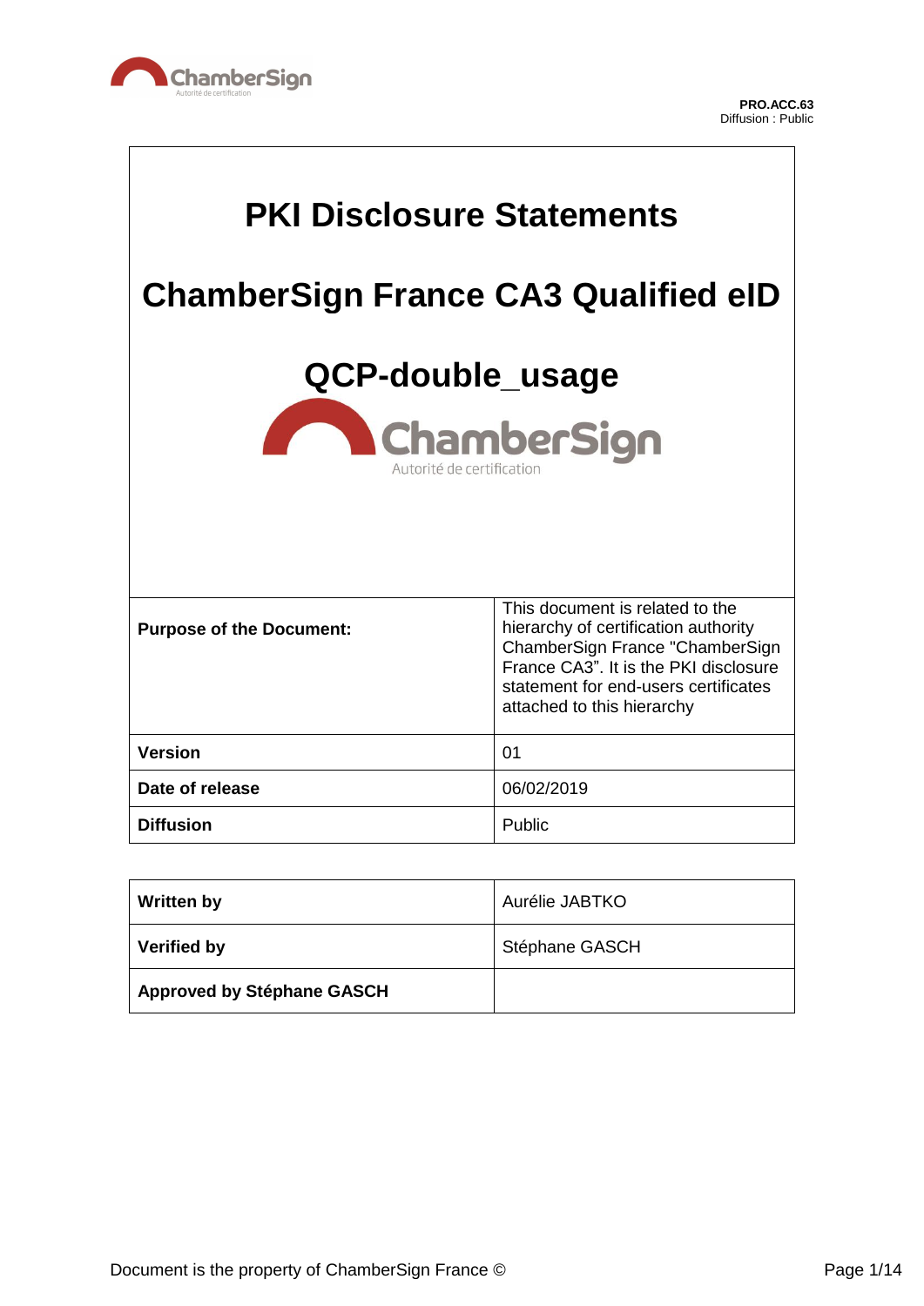PRO.ACC.63
Diffusion : Public

# PKI Disclosure Statements

# ChamberSign France CA3 Qualified eID

# QCP-double_usage

| | |
|---|---|
| **Purpose of the Document:** | This document is related to the hierarchy of certification authority ChamberSign France "ChamberSign France CA3". It is the PKI disclosure statement for end-users certificates attached to this hierarchy |
| **Version** | 01 |
| **Date of release** | 06/02/2019 |
| **Diffusion** | Public |

| | |
|---|---|
| **Written by** | Aurélie JABTKO |
| **Verified by** | Stéphane GASCH |
| **Approved by Stéphane GASCH** | |

Document is the property of ChamberSign France ©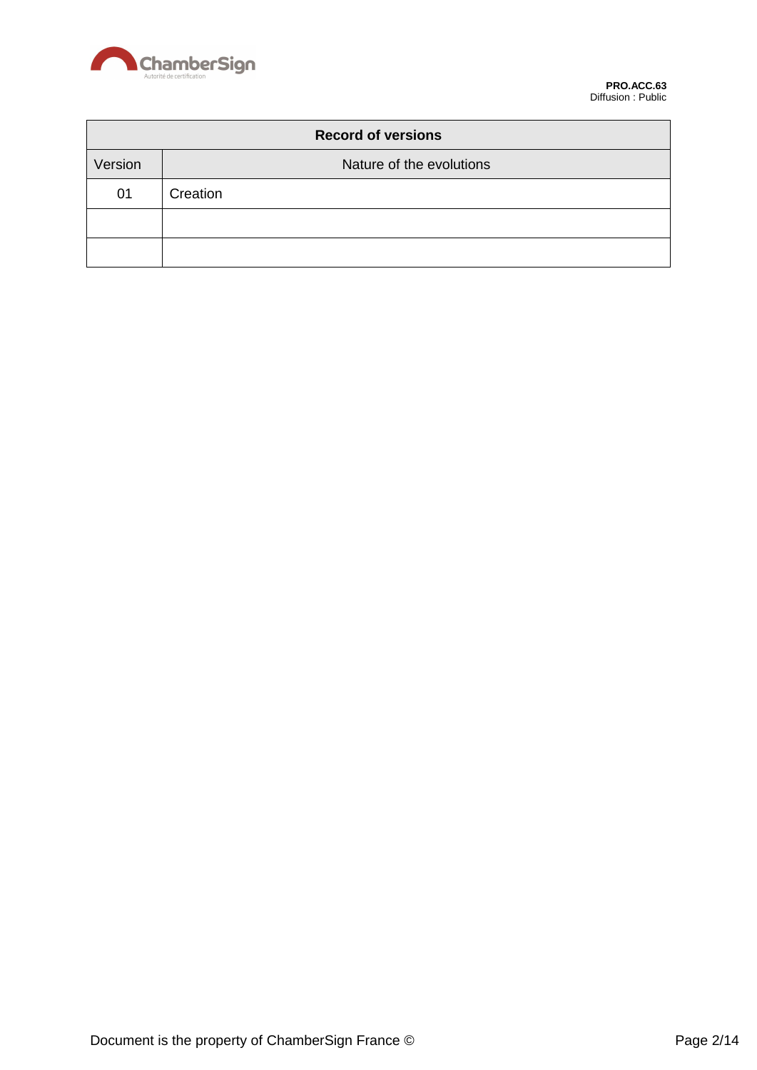| Record of versions | |
|---|---|
| Version | Nature of the evolutions |
| 01 | Creation |
| | |
| | |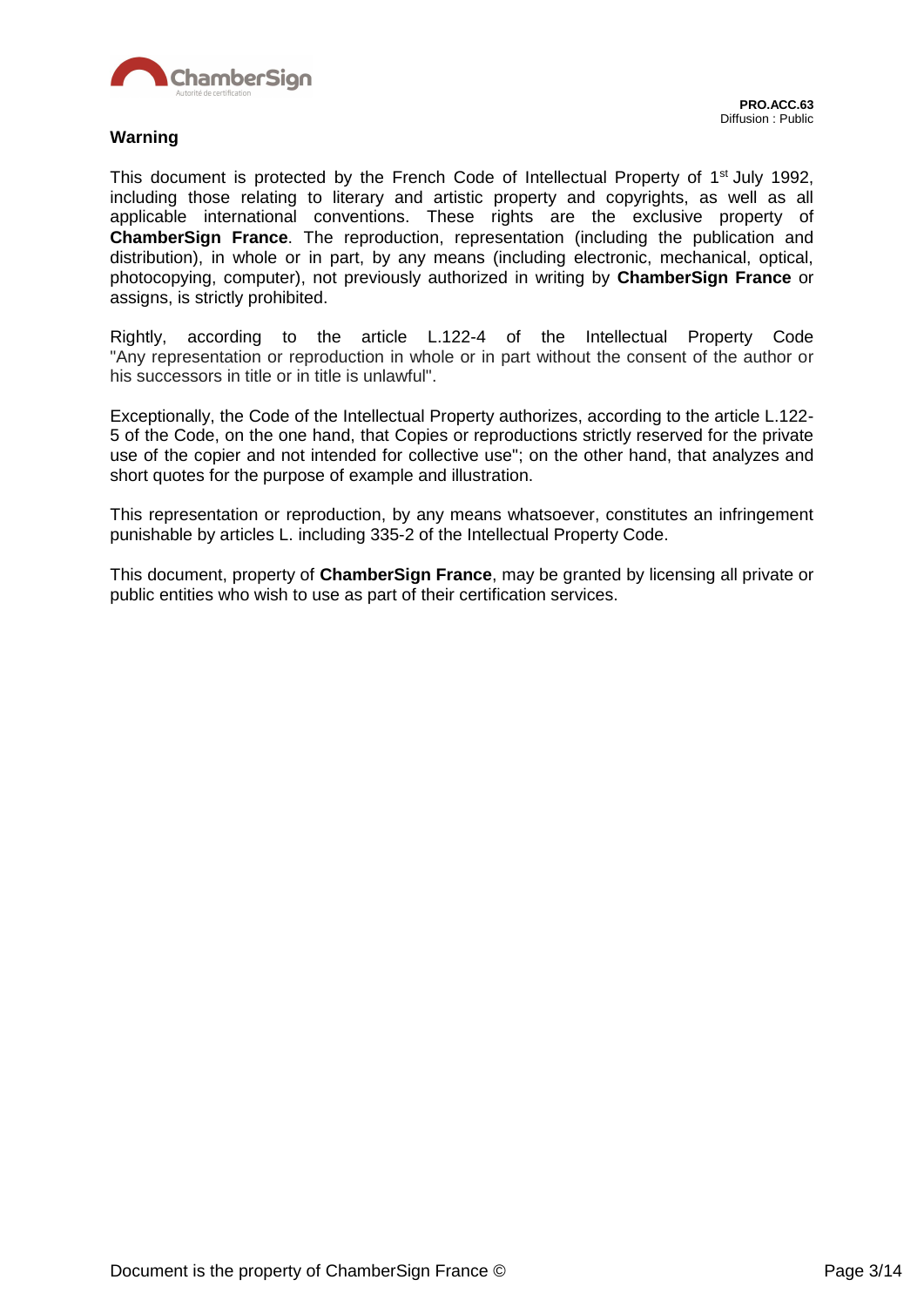**Warning**

This document is protected by the French Code of Intellectual Property of 1st July 1992, including those relating to literary and artistic property and copyrights, as well as all applicable international conventions. These rights are the exclusive property of **ChamberSign France**. The reproduction, representation (including the publication and distribution), in whole or in part, by any means (including electronic, mechanical, optical, photocopying, computer), not previously authorized in writing by **ChamberSign France** or assigns, is strictly prohibited.

Rightly, according to the article L.122-4 of the Intellectual Property Code "Any representation or reproduction in whole or in part without the consent of the author or his successors in title or in title is unlawful".

Exceptionally, the Code of the Intellectual Property authorizes, according to the article L.122-5 of the Code, on the one hand, that Copies or reproductions strictly reserved for the private use of the copier and not intended for collective use"; on the other hand, that analyzes and short quotes for the purpose of example and illustration.

This representation or reproduction, by any means whatsoever, constitutes an infringement punishable by articles L. including 335-2 of the Intellectual Property Code.

This document, property of **ChamberSign France**, may be granted by licensing all private or public entities who wish to use as part of their certification services.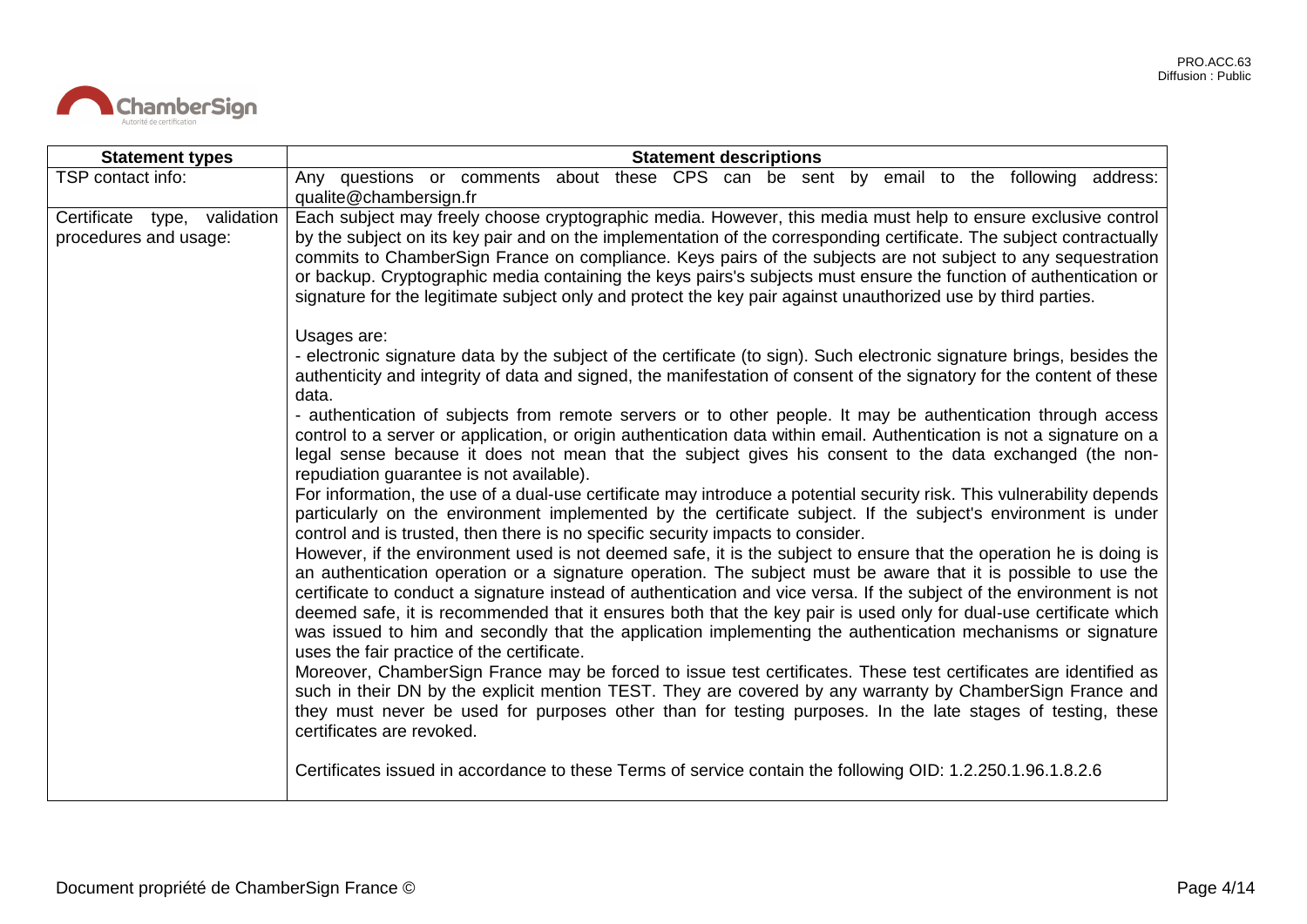| Statement types | Statement descriptions |
|---|---|
| TSP contact info: | Any questions or comments about these CPS can be sent by email to the following address: qualite@chambersign.fr |
| Certificate type, validation procedures and usage: | Each subject may freely choose cryptographic media. However, this media must help to ensure exclusive control by the subject on its key pair and on the implementation of the corresponding certificate. The subject contractually commits to ChamberSign France on compliance. Keys pairs of the subjects are not subject to any sequestration or backup. Cryptographic media containing the keys pairs's subjects must ensure the function of authentication or signature for the legitimate subject only and protect the key pair against unauthorized use by third parties.<br><br>Usages are:<br>- electronic signature data by the subject of the certificate (to sign). Such electronic signature brings, besides the authenticity and integrity of data and signed, the manifestation of consent of the signatory for the content of these data.<br>- authentication of subjects from remote servers or to other people. It may be authentication through access control to a server or application, or origin authentication data within email. Authentication is not a signature on a legal sense because it does not mean that the subject gives his consent to the data exchanged (the non-repudiation guarantee is not available).<br>For information, the use of a dual-use certificate may introduce a potential security risk. This vulnerability depends particularly on the environment implemented by the certificate subject. If the subject's environment is under control and is trusted, then there is no specific security impacts to consider.<br>However, if the environment used is not deemed safe, it is the subject to ensure that the operation he is doing is an authentication operation or a signature operation. The subject must be aware that it is possible to use the certificate to conduct a signature instead of authentication and vice versa. If the subject of the environment is not deemed safe, it is recommended that it ensures both that the key pair is used only for dual-use certificate which was issued to him and secondly that the application implementing the authentication mechanisms or signature uses the fair practice of the certificate.<br>Moreover, ChamberSign France may be forced to issue test certificates. These test certificates are identified as such in their DN by the explicit mention TEST. They are covered by any warranty by ChamberSign France and they must never be used for purposes other than for testing purposes. In the late stages of testing, these certificates are revoked.<br><br>Certificates issued in accordance to these Terms of service contain the following OID: 1.2.250.1.96.1.8.2.6 |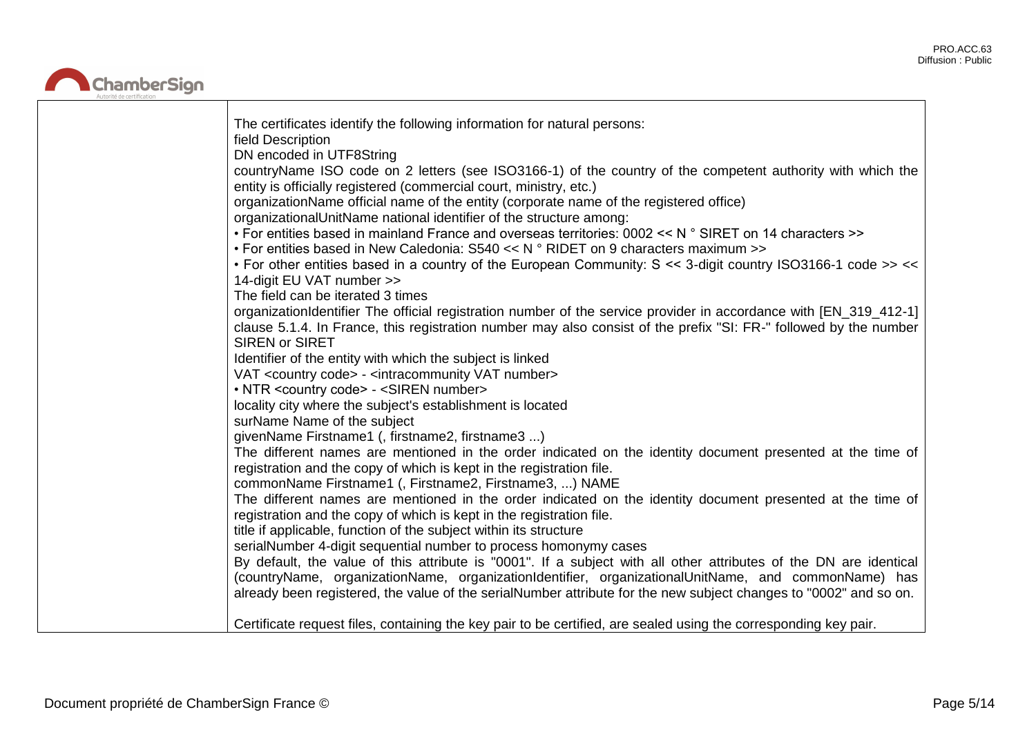| | |
|---|---|
| | The certificates identify the following information for natural persons:<br>field Description<br>DN encoded in UTF8String<br>countryName ISO code on 2 letters (see ISO3166-1) of the country of the competent authority with which the entity is officially registered (commercial court, ministry, etc.)<br>organizationName official name of the entity (corporate name of the registered office)<br>organizationalUnitName national identifier of the structure among:<br>• For entities based in mainland France and overseas territories: 0002 << N ° SIRET on 14 characters >><br>• For entities based in New Caledonia: S540 << N ° RIDET on 9 characters maximum >><br>• For other entities based in a country of the European Community: S << 3-digit country ISO3166-1 code >> << 14-digit EU VAT number >><br>The field can be iterated 3 times<br>organizationIdentifier The official registration number of the service provider in accordance with [EN_319_412-1] clause 5.1.4. In France, this registration number may also consist of the prefix "SI: FR-" followed by the number SIREN or SIRET<br>Identifier of the entity with which the subject is linked<br>VAT <country code> - <intracommunity VAT number><br>• NTR <country code> - <SIREN number><br>locality city where the subject's establishment is located<br>surName Name of the subject<br>givenName Firstname1 (, firstname2, firstname3 ...)<br>The different names are mentioned in the order indicated on the identity document presented at the time of registration and the copy of which is kept in the registration file.<br>commonName Firstname1 (, Firstname2, Firstname3, ...) NAME<br>The different names are mentioned in the order indicated on the identity document presented at the time of registration and the copy of which is kept in the registration file.<br>title if applicable, function of the subject within its structure<br>serialNumber 4-digit sequential number to process homonymy cases<br>By default, the value of this attribute is "0001". If a subject with all other attributes of the DN are identical (countryName, organizationName, organizationIdentifier, organizationalUnitName, and commonName) has already been registered, the value of the serialNumber attribute for the new subject changes to "0002" and so on.<br><br>Certificate request files, containing the key pair to be certified, are sealed using the corresponding key pair. |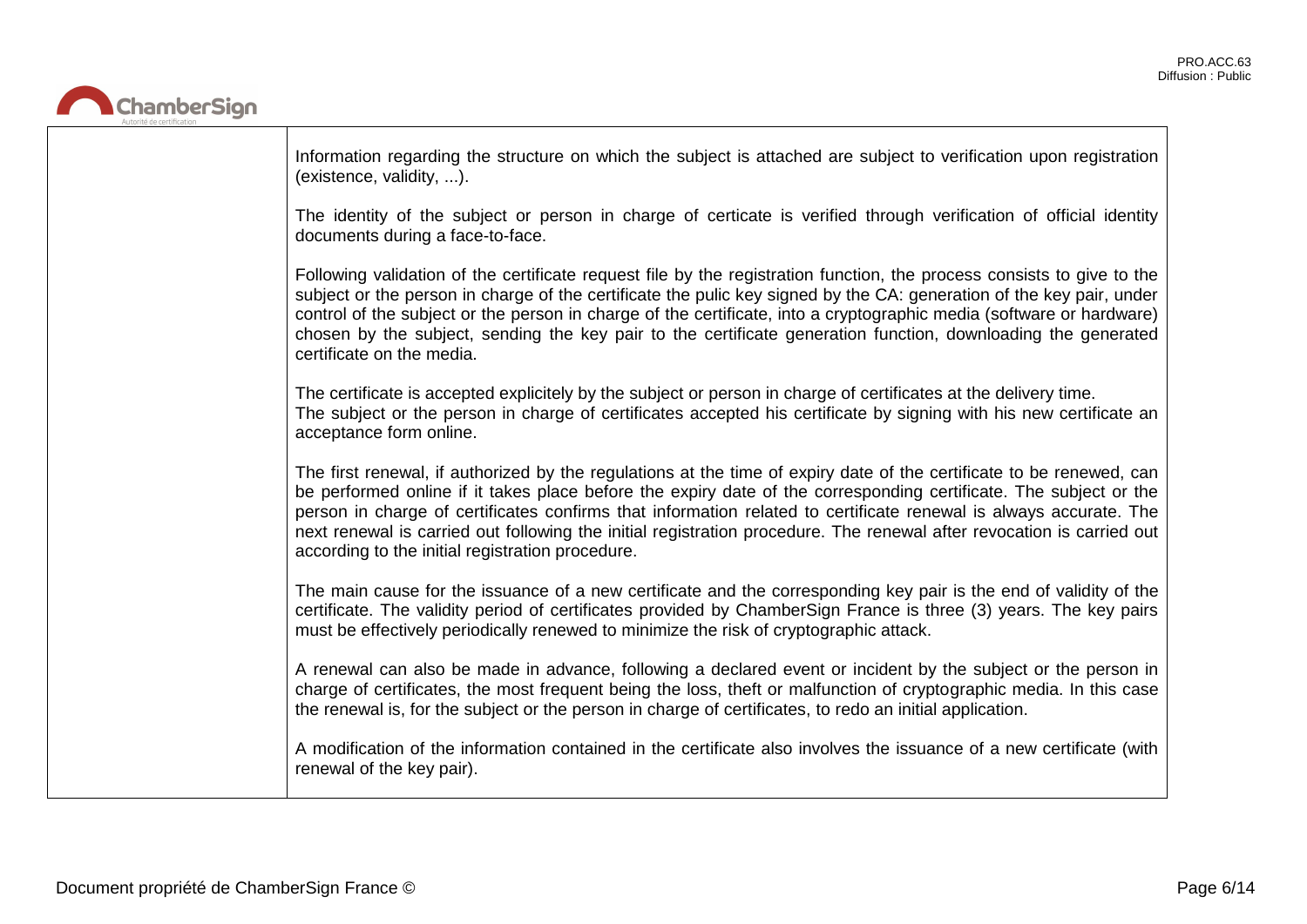| | |
|---|---|
| | Information regarding the structure on which the subject is attached are subject to verification upon registration (existence, validity, ...).<br><br>The identity of the subject or person in charge of certicate is verified through verification of official identity documents during a face-to-face.<br><br>Following validation of the certificate request file by the registration function, the process consists to give to the subject or the person in charge of the certificate the pulic key signed by the CA: generation of the key pair, under control of the subject or the person in charge of the certificate, into a cryptographic media (software or hardware) chosen by the subject, sending the key pair to the certificate generation function, downloading the generated certificate on the media.<br><br>The certificate is accepted explicitely by the subject or person in charge of certificates at the delivery time.<br>The subject or the person in charge of certificates accepted his certificate by signing with his new certificate an acceptance form online.<br><br>The first renewal, if authorized by the regulations at the time of expiry date of the certificate to be renewed, can be performed online if it takes place before the expiry date of the corresponding certificate. The subject or the person in charge of certificates confirms that information related to certificate renewal is always accurate. The next renewal is carried out following the initial registration procedure. The renewal after revocation is carried out according to the initial registration procedure.<br><br>The main cause for the issuance of a new certificate and the corresponding key pair is the end of validity of the certificate. The validity period of certificates provided by ChamberSign France is three (3) years. The key pairs must be effectively periodically renewed to minimize the risk of cryptographic attack.<br><br>A renewal can also be made in advance, following a declared event or incident by the subject or the person in charge of certificates, the most frequent being the loss, theft or malfunction of cryptographic media. In this case the renewal is, for the subject or the person in charge of certificates, to redo an initial application.<br><br>A modification of the information contained in the certificate also involves the issuance of a new certificate (with renewal of the key pair). |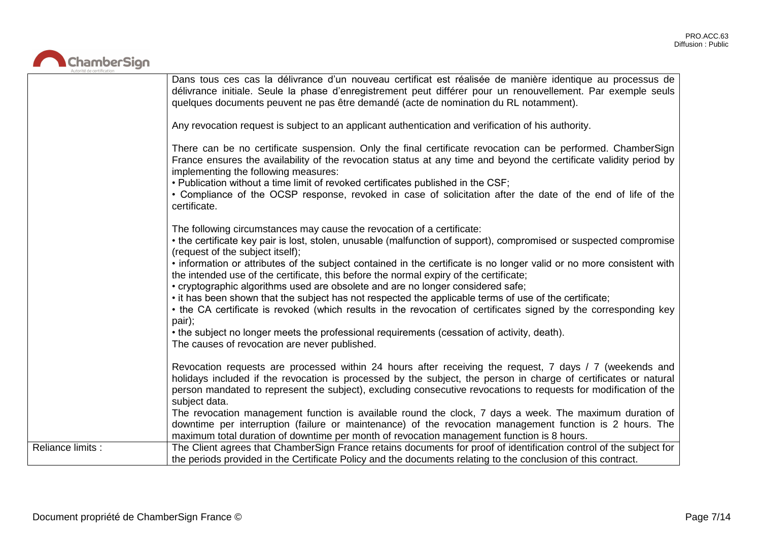| | |
|---|---|
| | Dans tous ces cas la délivrance d'un nouveau certificat est réalisée de manière identique au processus de délivrance initiale. Seule la phase d'enregistrement peut différer pour un renouvellement. Par exemple seuls quelques documents peuvent ne pas être demandé (acte de nomination du RL notamment).<br><br>Any revocation request is subject to an applicant authentication and verification of his authority.<br><br>There can be no certificate suspension. Only the final certificate revocation can be performed. ChamberSign France ensures the availability of the revocation status at any time and beyond the certificate validity period by implementing the following measures:<br>• Publication without a time limit of revoked certificates published in the CSF;<br>• Compliance of the OCSP response, revoked in case of solicitation after the date of the end of life of the certificate.<br><br>The following circumstances may cause the revocation of a certificate:<br>• the certificate key pair is lost, stolen, unusable (malfunction of support), compromised or suspected compromise (request of the subject itself);<br>• information or attributes of the subject contained in the certificate is no longer valid or no more consistent with the intended use of the certificate, this before the normal expiry of the certificate;<br>• cryptographic algorithms used are obsolete and are no longer considered safe;<br>• it has been shown that the subject has not respected the applicable terms of use of the certificate;<br>• the CA certificate is revoked (which results in the revocation of certificates signed by the corresponding key pair);<br>• the subject no longer meets the professional requirements (cessation of activity, death).<br>The causes of revocation are never published.<br><br>Revocation requests are processed within 24 hours after receiving the request, 7 days / 7 (weekends and holidays included if the revocation is processed by the subject, the person in charge of certificates or natural person mandated to represent the subject), excluding consecutive revocations to requests for modification of the subject data.<br>The revocation management function is available round the clock, 7 days a week. The maximum duration of downtime per interruption (failure or maintenance) of the revocation management function is 2 hours. The maximum total duration of downtime per month of revocation management function is 8 hours. |
| Reliance limits : | The Client agrees that ChamberSign France retains documents for proof of identification control of the subject for the periods provided in the Certificate Policy and the documents relating to the conclusion of this contract. |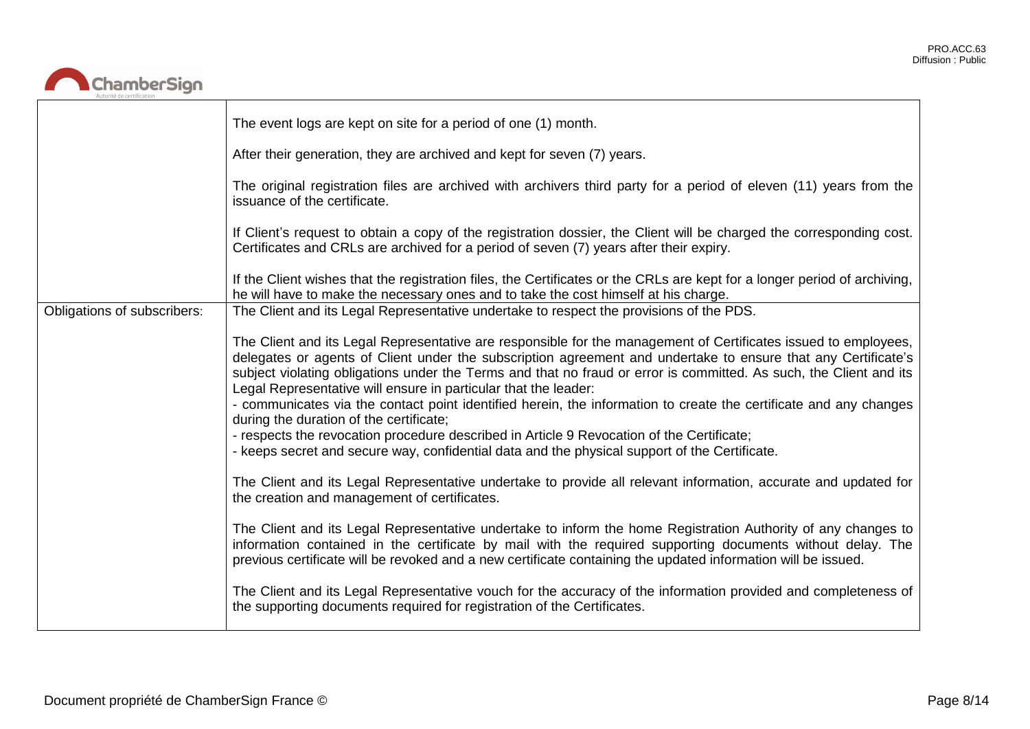| | |
|---|---|
| | The event logs are kept on site for a period of one (1) month.<br><br>After their generation, they are archived and kept for seven (7) years.<br><br>The original registration files are archived with archivers third party for a period of eleven (11) years from the issuance of the certificate.<br><br>If Client's request to obtain a copy of the registration dossier, the Client will be charged the corresponding cost. Certificates and CRLs are archived for a period of seven (7) years after their expiry.<br><br>If the Client wishes that the registration files, the Certificates or the CRLs are kept for a longer period of archiving, he will have to make the necessary ones and to take the cost himself at his charge. |
| Obligations of subscribers: | The Client and its Legal Representative undertake to respect the provisions of the PDS.<br><br>The Client and its Legal Representative are responsible for the management of Certificates issued to employees, delegates or agents of Client under the subscription agreement and undertake to ensure that any Certificate's subject violating obligations under the Terms and that no fraud or error is committed. As such, the Client and its Legal Representative will ensure in particular that the leader:<br>- communicates via the contact point identified herein, the information to create the certificate and any changes during the duration of the certificate;<br>- respects the revocation procedure described in Article 9 Revocation of the Certificate;<br>- keeps secret and secure way, confidential data and the physical support of the Certificate.<br><br>The Client and its Legal Representative undertake to provide all relevant information, accurate and updated for the creation and management of certificates.<br><br>The Client and its Legal Representative undertake to inform the home Registration Authority of any changes to information contained in the certificate by mail with the required supporting documents without delay. The previous certificate will be revoked and a new certificate containing the updated information will be issued.<br><br>The Client and its Legal Representative vouch for the accuracy of the information provided and completeness of the supporting documents required for registration of the Certificates. |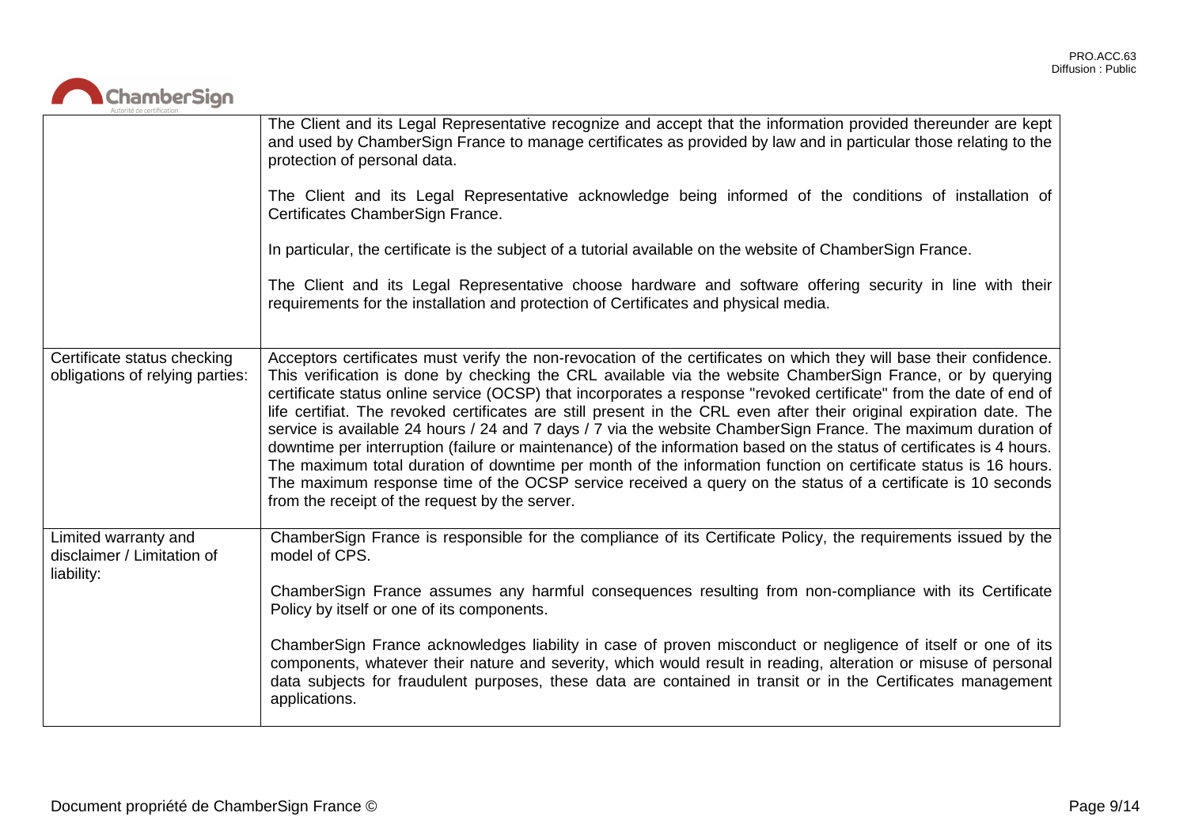| | |
|---|---|
| | The Client and its Legal Representative recognize and accept that the information provided thereunder are kept and used by ChamberSign France to manage certificates as provided by law and in particular those relating to the protection of personal data.<br><br>The Client and its Legal Representative acknowledge being informed of the conditions of installation of Certificates ChamberSign France.<br><br>In particular, the certificate is the subject of a tutorial available on the website of ChamberSign France.<br><br>The Client and its Legal Representative choose hardware and software offering security in line with their requirements for the installation and protection of Certificates and physical media. |
| Certificate status checking obligations of relying parties: | Acceptors certificates must verify the non-revocation of the certificates on which they will base their confidence. This verification is done by checking the CRL available via the website ChamberSign France, or by querying certificate status online service (OCSP) that incorporates a response "revoked certificate" from the date of end of life certifiat. The revoked certificates are still present in the CRL even after their original expiration date. The service is available 24 hours / 24 and 7 days / 7 via the website ChamberSign France. The maximum duration of downtime per interruption (failure or maintenance) of the information based on the status of certificates is 4 hours. The maximum total duration of downtime per month of the information function on certificate status is 16 hours. The maximum response time of the OCSP service received a query on the status of a certificate is 10 seconds from the receipt of the request by the server. |
| Limited warranty and disclaimer / Limitation of liability: | ChamberSign France is responsible for the compliance of its Certificate Policy, the requirements issued by the model of CPS.<br><br>ChamberSign France assumes any harmful consequences resulting from non-compliance with its Certificate Policy by itself or one of its components.<br><br>ChamberSign France acknowledges liability in case of proven misconduct or negligence of itself or one of its components, whatever their nature and severity, which would result in reading, alteration or misuse of personal data subjects for fraudulent purposes, these data are contained in transit or in the Certificates management applications. |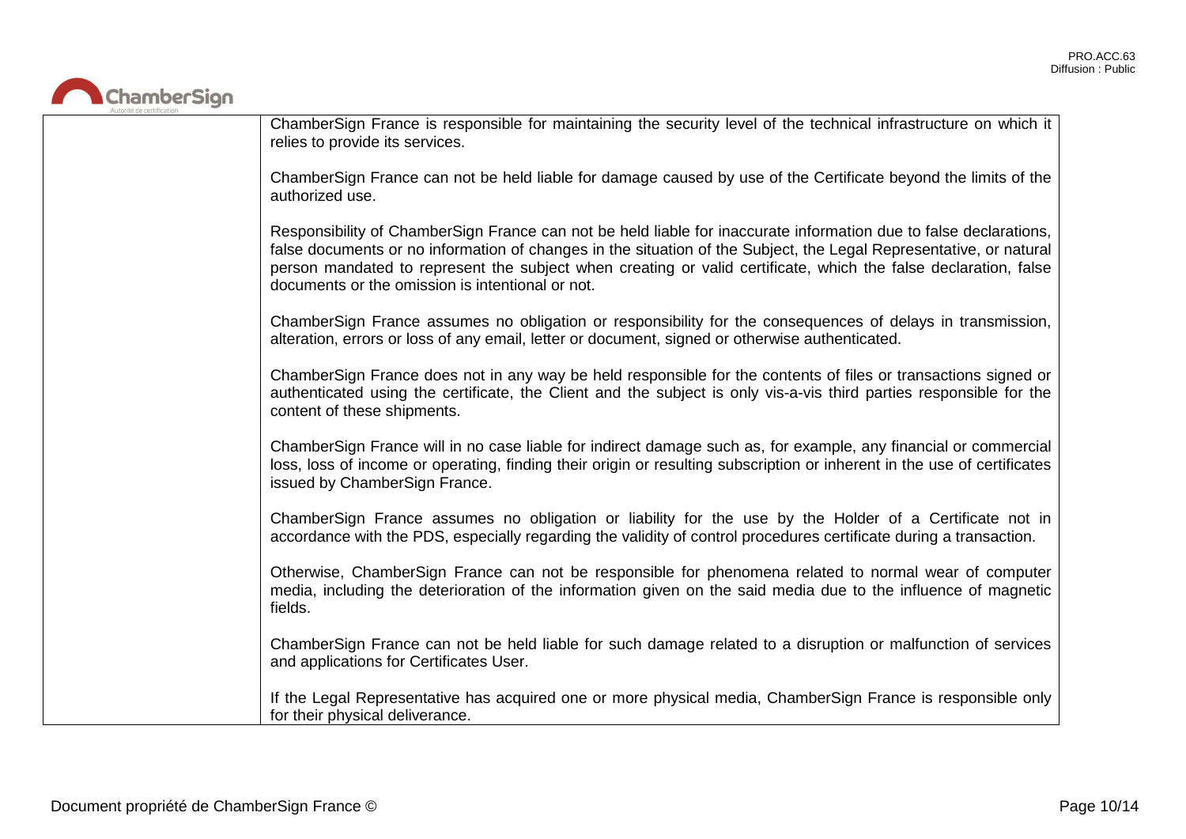| | |
|---|---|
| | ChamberSign France is responsible for maintaining the security level of the technical infrastructure on which it relies to provide its services.<br><br>ChamberSign France can not be held liable for damage caused by use of the Certificate beyond the limits of the authorized use.<br><br>Responsibility of ChamberSign France can not be held liable for inaccurate information due to false declarations, false documents or no information of changes in the situation of the Subject, the Legal Representative, or natural person mandated to represent the subject when creating or valid certificate, which the false declaration, false documents or the omission is intentional or not.<br><br>ChamberSign France assumes no obligation or responsibility for the consequences of delays in transmission, alteration, errors or loss of any email, letter or document, signed or otherwise authenticated.<br><br>ChamberSign France does not in any way be held responsible for the contents of files or transactions signed or authenticated using the certificate, the Client and the subject is only vis-a-vis third parties responsible for the content of these shipments.<br><br>ChamberSign France will in no case liable for indirect damage such as, for example, any financial or commercial loss, loss of income or operating, finding their origin or resulting subscription or inherent in the use of certificates issued by ChamberSign France.<br><br>ChamberSign France assumes no obligation or liability for the use by the Holder of a Certificate not in accordance with the PDS, especially regarding the validity of control procedures certificate during a transaction.<br><br>Otherwise, ChamberSign France can not be responsible for phenomena related to normal wear of computer media, including the deterioration of the information given on the said media due to the influence of magnetic fields.<br><br>ChamberSign France can not be held liable for such damage related to a disruption or malfunction of services and applications for Certificates User.<br><br>If the Legal Representative has acquired one or more physical media, ChamberSign France is responsible only for their physical deliverance. |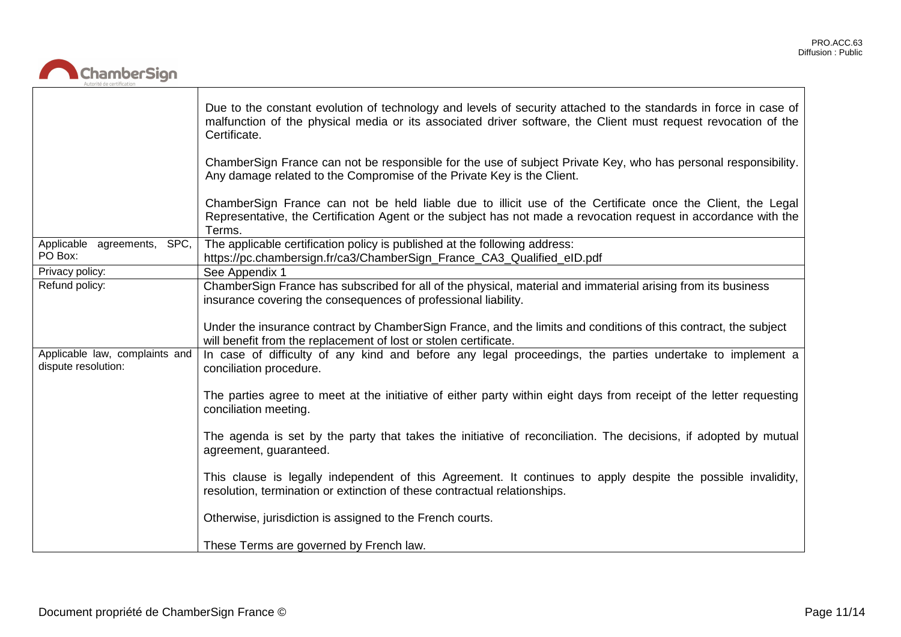| | |
|---|---|
| | Due to the constant evolution of technology and levels of security attached to the standards in force in case of malfunction of the physical media or its associated driver software, the Client must request revocation of the Certificate.<br><br>ChamberSign France can not be responsible for the use of subject Private Key, who has personal responsibility. Any damage related to the Compromise of the Private Key is the Client.<br><br>ChamberSign France can not be held liable due to illicit use of the Certificate once the Client, the Legal Representative, the Certification Agent or the subject has not made a revocation request in accordance with the Terms. |
| Applicable agreements, SPC, PO Box: | The applicable certification policy is published at the following address:<br>https://pc.chambersign.fr/ca3/ChamberSign_France_CA3_Qualified_eID.pdf |
| Privacy policy: | See Appendix 1 |
| Refund policy: | ChamberSign France has subscribed for all of the physical, material and immaterial arising from its business insurance covering the consequences of professional liability.<br><br>Under the insurance contract by ChamberSign France, and the limits and conditions of this contract, the subject will benefit from the replacement of lost or stolen certificate. |
| Applicable law, complaints and dispute resolution: | In case of difficulty of any kind and before any legal proceedings, the parties undertake to implement a conciliation procedure.<br><br>The parties agree to meet at the initiative of either party within eight days from receipt of the letter requesting conciliation meeting.<br><br>The agenda is set by the party that takes the initiative of reconciliation. The decisions, if adopted by mutual agreement, guaranteed.<br><br>This clause is legally independent of this Agreement. It continues to apply despite the possible invalidity, resolution, termination or extinction of these contractual relationships.<br><br>Otherwise, jurisdiction is assigned to the French courts.<br><br>These Terms are governed by French law. |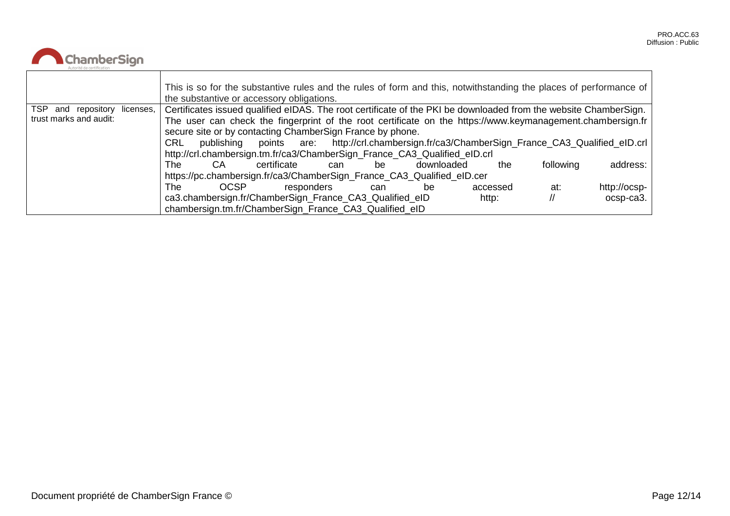| | |
|---|---|
| | This is so for the substantive rules and the rules of form and this, notwithstanding the places of performance of the substantive or accessory obligations. |
| TSP and repository licenses, trust marks and audit: | Certificates issued qualified eIDAS. The root certificate of the PKI be downloaded from the website ChamberSign. The user can check the fingerprint of the root certificate on the https://www.keymanagement.chambersign.fr secure site or by contacting ChamberSign France by phone.<br>CRL publishing points are: http://crl.chambersign.fr/ca3/ChamberSign_France_CA3_Qualified_eID.crl http://crl.chambersign.tm.fr/ca3/ChamberSign_France_CA3_Qualified_eID.crl<br>The CA certificate can be downloaded the following address: https://pc.chambersign.fr/ca3/ChamberSign_France_CA3_Qualified_eID.cer<br>The OCSP responders can be accessed at: http://ocsp-ca3.chambersign.fr/ChamberSign_France_CA3_Qualified_eID http: // ocsp-ca3. chambersign.tm.fr/ChamberSign_France_CA3_Qualified_eID |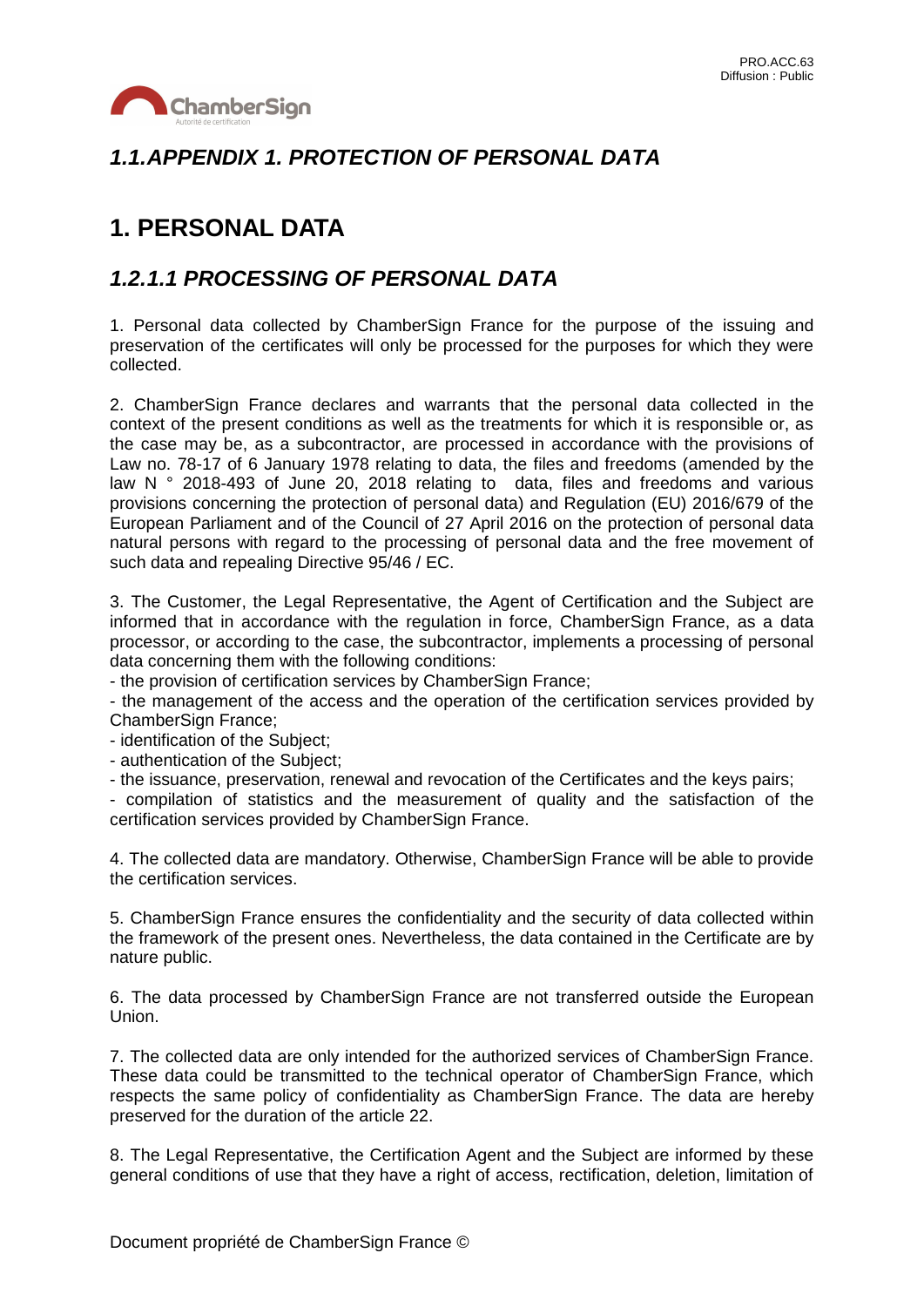## *1.1.APPENDIX 1. PROTECTION OF PERSONAL DATA*

# 1. PERSONAL DATA

## *1.2.1.1 PROCESSING OF PERSONAL DATA*

1. Personal data collected by ChamberSign France for the purpose of the issuing and preservation of the certificates will only be processed for the purposes for which they were collected.

2. ChamberSign France declares and warrants that the personal data collected in the context of the present conditions as well as the treatments for which it is responsible or, as the case may be, as a subcontractor, are processed in accordance with the provisions of Law no. 78-17 of 6 January 1978 relating to data, the files and freedoms (amended by the law N ° 2018-493 of June 20, 2018 relating to data, files and freedoms and various provisions concerning the protection of personal data) and Regulation (EU) 2016/679 of the European Parliament and of the Council of 27 April 2016 on the protection of personal data natural persons with regard to the processing of personal data and the free movement of such data and repealing Directive 95/46 / EC.

3. The Customer, the Legal Representative, the Agent of Certification and the Subject are informed that in accordance with the regulation in force, ChamberSign France, as a data processor, or according to the case, the subcontractor, implements a processing of personal data concerning them with the following conditions:
- the provision of certification services by ChamberSign France;
- the management of the access and the operation of the certification services provided by ChamberSign France;
- identification of the Subject;
- authentication of the Subject;
- the issuance, preservation, renewal and revocation of the Certificates and the keys pairs;
- compilation of statistics and the measurement of quality and the satisfaction of the certification services provided by ChamberSign France.

4. The collected data are mandatory. Otherwise, ChamberSign France will be able to provide the certification services.

5. ChamberSign France ensures the confidentiality and the security of data collected within the framework of the present ones. Nevertheless, the data contained in the Certificate are by nature public.

6. The data processed by ChamberSign France are not transferred outside the European Union.

7. The collected data are only intended for the authorized services of ChamberSign France. These data could be transmitted to the technical operator of ChamberSign France, which respects the same policy of confidentiality as ChamberSign France. The data are hereby preserved for the duration of the article 22.

8. The Legal Representative, the Certification Agent and the Subject are informed by these general conditions of use that they have a right of access, rectification, deletion, limitation of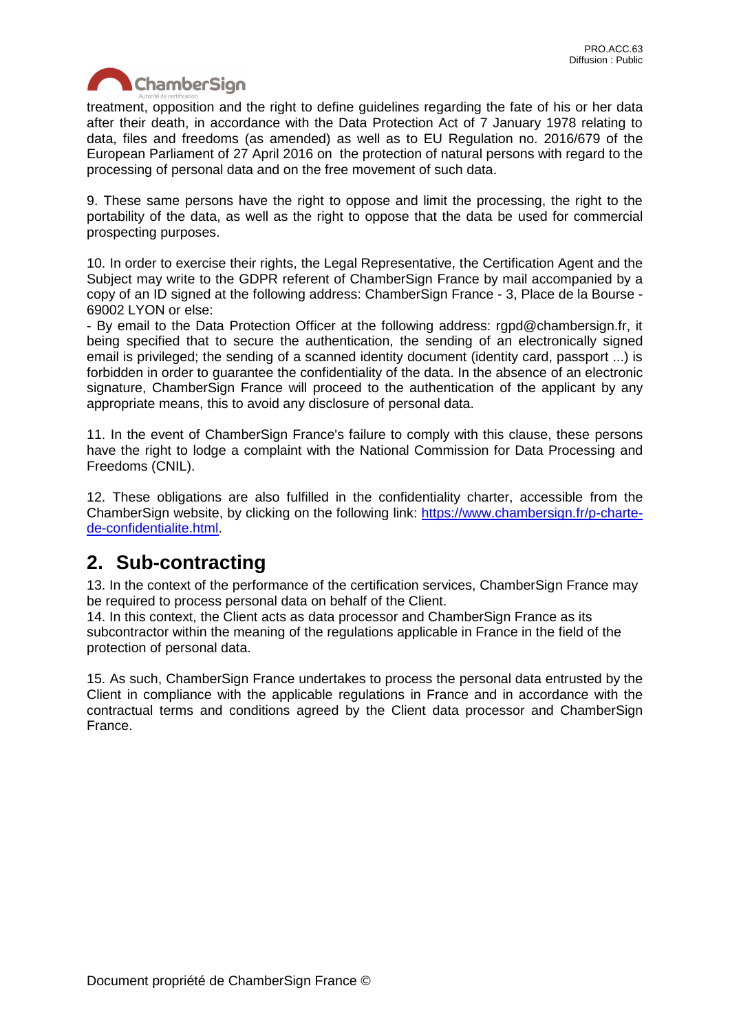treatment, opposition and the right to define guidelines regarding the fate of his or her data after their death, in accordance with the Data Protection Act of 7 January 1978 relating to data, files and freedoms (as amended) as well as to EU Regulation no. 2016/679 of the European Parliament of 27 April 2016 on the protection of natural persons with regard to the processing of personal data and on the free movement of such data.

9. These same persons have the right to oppose and limit the processing, the right to the portability of the data, as well as the right to oppose that the data be used for commercial prospecting purposes.

10. In order to exercise their rights, the Legal Representative, the Certification Agent and the Subject may write to the GDPR referent of ChamberSign France by mail accompanied by a copy of an ID signed at the following address: ChamberSign France - 3, Place de la Bourse - 69002 LYON or else:

- By email to the Data Protection Officer at the following address: rgpd@chambersign.fr, it being specified that to secure the authentication, the sending of an electronically signed email is privileged; the sending of a scanned identity document (identity card, passport ...) is forbidden in order to guarantee the confidentiality of the data. In the absence of an electronic signature, ChamberSign France will proceed to the authentication of the applicant by any appropriate means, this to avoid any disclosure of personal data.

11. In the event of ChamberSign France's failure to comply with this clause, these persons have the right to lodge a complaint with the National Commission for Data Processing and Freedoms (CNIL).

12. These obligations are also fulfilled in the confidentiality charter, accessible from the ChamberSign website, by clicking on the following link: [https://www.chambersign.fr/p-charte-de-confidentialite.html](https://www.chambersign.fr/p-charte-de-confidentialite.html).

## 2. Sub-contracting

13. In the context of the performance of the certification services, ChamberSign France may be required to process personal data on behalf of the Client.
14. In this context, the Client acts as data processor and ChamberSign France as its subcontractor within the meaning of the regulations applicable in France in the field of the protection of personal data.

15. As such, ChamberSign France undertakes to process the personal data entrusted by the Client in compliance with the applicable regulations in France and in accordance with the contractual terms and conditions agreed by the Client data processor and ChamberSign France.